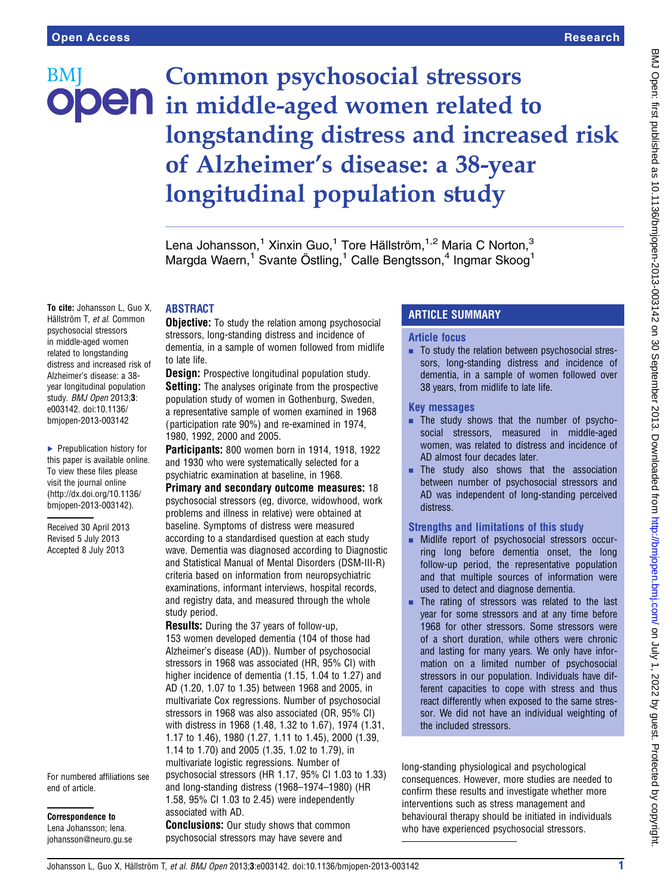# Common psychosocial stressors in middle-aged women related to longstanding distress and increased risk of Alzheimer's disease: a 38-year longitudinal population study

Lena Johansson,[1] Xinxin Guo,[1] Tore Hällström,[1,2] Maria C Norton,[3] Margda Waern,[1] Svante Östling,[1] Calle Bengtsson,[4] Ingmar Skoog[1]

**To cite:** Johansson L, Guo X, Hällström T, *et al*. Common psychosocial stressors in middle-aged women related to longstanding distress and increased risk of Alzheimer's disease: a 38-year longitudinal population study. *BMJ Open* 2013;**3**:e003142. doi:10.1136/bmjopen-2013-003142

▸ Prepublication history for this paper is available online. To view these files please visit the journal online (http://dx.doi.org/10.1136/bmjopen-2013-003142).

Received 30 April 2013
Revised 5 July 2013
Accepted 8 July 2013

For numbered affiliations see end of article.

**Correspondence to**
Lena Johansson; lena.johansson@neuro.gu.se

## ABSTRACT

**Objective:** To study the relation among psychosocial stressors, long-standing distress and incidence of dementia, in a sample of women followed from midlife to late life.

**Design:** Prospective longitudinal population study.

**Setting:** The analyses originate from the prospective population study of women in Gothenburg, Sweden, a representative sample of women examined in 1968 (participation rate 90%) and re-examined in 1974, 1980, 1992, 2000 and 2005.

**Participants:** 800 women born in 1914, 1918, 1922 and 1930 who were systematically selected for a psychiatric examination at baseline, in 1968.

**Primary and secondary outcome measures:** 18 psychosocial stressors (eg, divorce, widowhood, work problems and illness in relative) were obtained at baseline. Symptoms of distress were measured according to a standardised question at each study wave. Dementia was diagnosed according to Diagnostic and Statistical Manual of Mental Disorders (DSM-III-R) criteria based on information from neuropsychiatric examinations, informant interviews, hospital records, and registry data, and measured through the whole study period.

**Results:** During the 37 years of follow-up, 153 women developed dementia (104 of those had Alzheimer's disease (AD)). Number of psychosocial stressors in 1968 was associated (HR, 95% CI) with higher incidence of dementia (1.15, 1.04 to 1.27) and AD (1.20, 1.07 to 1.35) between 1968 and 2005, in multivariate Cox regressions. Number of psychosocial stressors in 1968 was also associated (OR, 95% CI) with distress in 1968 (1.48, 1.32 to 1.67), 1974 (1.31, 1.17 to 1.46), 1980 (1.27, 1.11 to 1.45), 2000 (1.39, 1.14 to 1.70) and 2005 (1.35, 1.02 to 1.79), in multivariate logistic regressions. Number of psychosocial stressors (HR 1.17, 95% CI 1.03 to 1.33) and long-standing distress (1968–1974–1980) (HR 1.58, 95% CI 1.03 to 2.45) were independently associated with AD.

**Conclusions:** Our study shows that common psychosocial stressors may have severe and long-standing physiological and psychological consequences. However, more studies are needed to confirm these results and investigate whether more interventions such as stress management and behavioural therapy should be initiated in individuals who have experienced psychosocial stressors.

## ARTICLE SUMMARY

### Article focus

- To study the relation between psychosocial stressors, long-standing distress and incidence of dementia, in a sample of women followed over 38 years, from midlife to late life.

### Key messages

- The study shows that the number of psychosocial stressors, measured in middle-aged women, was related to distress and incidence of AD almost four decades later.
- The study also shows that the association between number of psychosocial stressors and AD was independent of long-standing perceived distress.

### Strengths and limitations of this study

- Midlife report of psychosocial stressors occurring long before dementia onset, the long follow-up period, the representative population and that multiple sources of information were used to detect and diagnose dementia.
- The rating of stressors was related to the last year for some stressors and at any time before 1968 for other stressors. Some stressors were of a short duration, while others were chronic and lasting for many years. We only have information on a limited number of psychosocial stressors in our population. Individuals have different capacities to cope with stress and thus react differently when exposed to the same stressor. We did not have an individual weighting of the included stressors.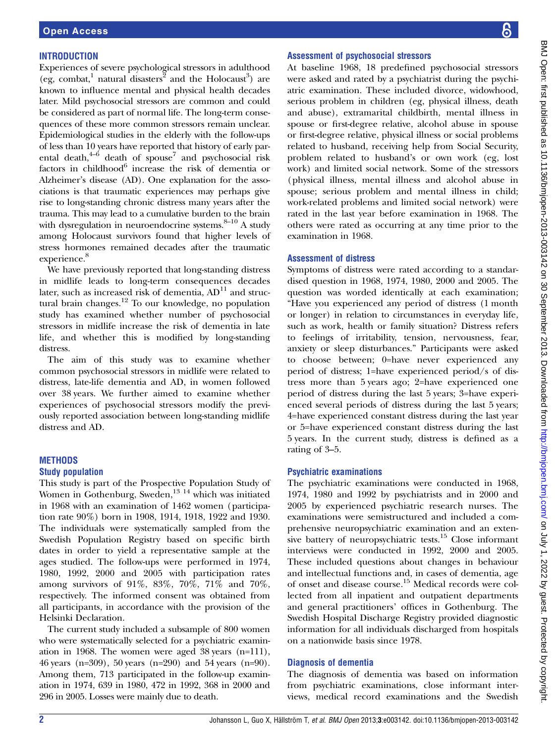## INTRODUCTION

Experiences of severe psychological stressors in adulthood (eg, combat,[1] natural disasters[2] and the Holocaust[3]) are known to influence mental and physical health decades later. Mild psychosocial stressors are common and could be considered as part of normal life. The long-term consequences of these more common stressors remain unclear. Epidemiological studies in the elderly with the follow-ups of less than 10 years have reported that history of early parental death,[4–6] death of spouse[7] and psychosocial risk factors in childhood[6] increase the risk of dementia or Alzheimer's disease (AD). One explanation for the associations is that traumatic experiences may perhaps give rise to long-standing chronic distress many years after the trauma. This may lead to a cumulative burden to the brain with dysregulation in neuroendocrine systems.[8–10] A study among Holocaust survivors found that higher levels of stress hormones remained decades after the traumatic experience.[8]

We have previously reported that long-standing distress in midlife leads to long-term consequences decades later, such as increased risk of dementia, AD[11] and structural brain changes.[12] To our knowledge, no population study has examined whether number of psychosocial stressors in midlife increase the risk of dementia in late life, and whether this is modified by long-standing distress.

The aim of this study was to examine whether common psychosocial stressors in midlife were related to distress, late-life dementia and AD, in women followed over 38 years. We further aimed to examine whether experiences of psychosocial stressors modify the previously reported association between long-standing midlife distress and AD.

## METHODS

### Study population

This study is part of the Prospective Population Study of Women in Gothenburg, Sweden,[13 14] which was initiated in 1968 with an examination of 1462 women (participation rate 90%) born in 1908, 1914, 1918, 1922 and 1930. The individuals were systematically sampled from the Swedish Population Registry based on specific birth dates in order to yield a representative sample at the ages studied. The follow-ups were performed in 1974, 1980, 1992, 2000 and 2005 with participation rates among survivors of 91%, 83%, 70%, 71% and 70%, respectively. The informed consent was obtained from all participants, in accordance with the provision of the Helsinki Declaration.

The current study included a subsample of 800 women who were systematically selected for a psychiatric examination in 1968. The women were aged 38 years (n=111), 46 years (n=309), 50 years (n=290) and 54 years (n=90). Among them, 713 participated in the follow-up examination in 1974, 639 in 1980, 472 in 1992, 368 in 2000 and 296 in 2005. Losses were mainly due to death.

### Assessment of psychosocial stressors

At baseline 1968, 18 predefined psychosocial stressors were asked and rated by a psychiatrist during the psychiatric examination. These included divorce, widowhood, serious problem in children (eg, physical illness, death and abuse), extramarital childbirth, mental illness in spouse or first-degree relative, alcohol abuse in spouse or first-degree relative, physical illness or social problems related to husband, receiving help from Social Security, problem related to husband's or own work (eg, lost work) and limited social network. Some of the stressors (physical illness, mental illness and alcohol abuse in spouse; serious problem and mental illness in child; work-related problems and limited social network) were rated in the last year before examination in 1968. The others were rated as occurring at any time prior to the examination in 1968.

### Assessment of distress

Symptoms of distress were rated according to a standardised question in 1968, 1974, 1980, 2000 and 2005. The question was worded identically at each examination; "Have you experienced any period of distress (1 month or longer) in relation to circumstances in everyday life, such as work, health or family situation? Distress refers to feelings of irritability, tension, nervousness, fear, anxiety or sleep disturbances." Participants were asked to choose between; 0=have never experienced any period of distress; 1=have experienced period/s of distress more than 5 years ago; 2=have experienced one period of distress during the last 5 years; 3=have experienced several periods of distress during the last 5 years; 4=have experienced constant distress during the last year or 5=have experienced constant distress during the last 5 years. In the current study, distress is defined as a rating of 3–5.

### Psychiatric examinations

The psychiatric examinations were conducted in 1968, 1974, 1980 and 1992 by psychiatrists and in 2000 and 2005 by experienced psychiatric research nurses. The examinations were semistructured and included a comprehensive neuropsychiatric examination and an extensive battery of neuropsychiatric tests.[15] Close informant interviews were conducted in 1992, 2000 and 2005. These included questions about changes in behaviour and intellectual functions and, in cases of dementia, age of onset and disease course.[15] Medical records were collected from all inpatient and outpatient departments and general practitioners' offices in Gothenburg. The Swedish Hospital Discharge Registry provided diagnostic information for all individuals discharged from hospitals on a nationwide basis since 1978.

### Diagnosis of dementia

The diagnosis of dementia was based on information from psychiatric examinations, close informant interviews, medical record examinations and the Swedish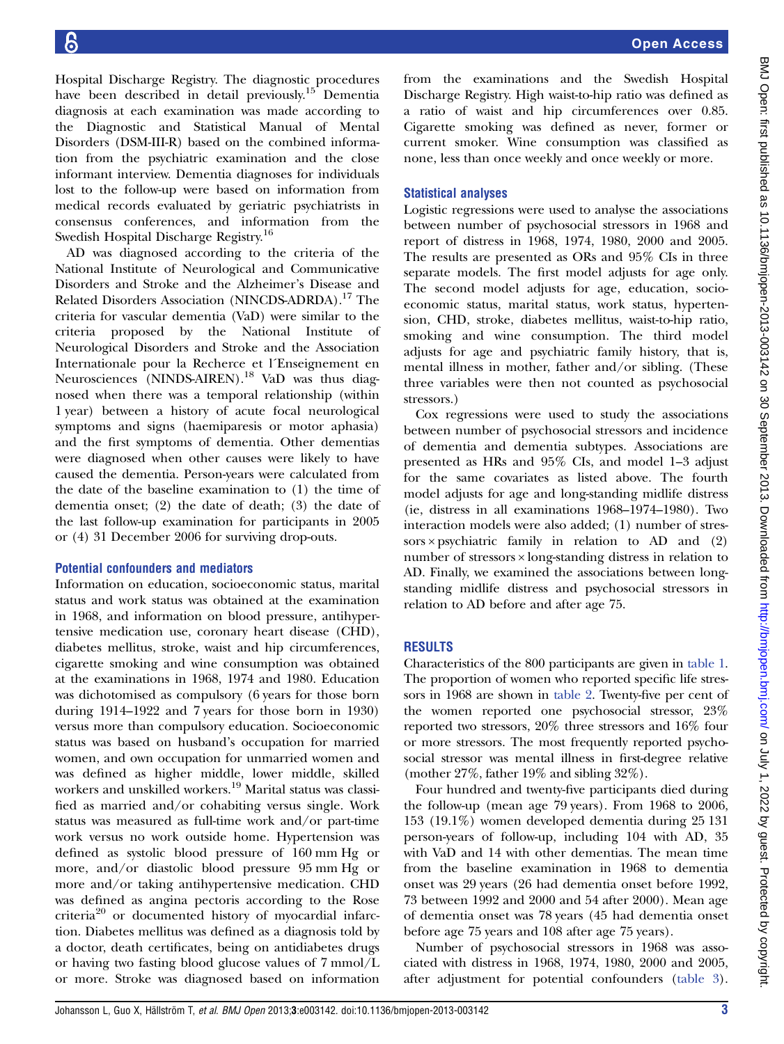Hospital Discharge Registry. The diagnostic procedures have been described in detail previously.[15] Dementia diagnosis at each examination was made according to the Diagnostic and Statistical Manual of Mental Disorders (DSM-III-R) based on the combined information from the psychiatric examination and the close informant interview. Dementia diagnoses for individuals lost to the follow-up were based on information from medical records evaluated by geriatric psychiatrists in consensus conferences, and information from the Swedish Hospital Discharge Registry.[16]

AD was diagnosed according to the criteria of the National Institute of Neurological and Communicative Disorders and Stroke and the Alzheimer's Disease and Related Disorders Association (NINCDS-ADRDA).[17] The criteria for vascular dementia (VaD) were similar to the criteria proposed by the National Institute of Neurological Disorders and Stroke and the Association Internationale pour la Recherce et l´Enseignement en Neurosciences (NINDS-AIREN).[18] VaD was thus diagnosed when there was a temporal relationship (within 1 year) between a history of acute focal neurological symptoms and signs (haemiparesis or motor aphasia) and the first symptoms of dementia. Other dementias were diagnosed when other causes were likely to have caused the dementia. Person-years were calculated from the date of the baseline examination to (1) the time of dementia onset; (2) the date of death; (3) the date of the last follow-up examination for participants in 2005 or (4) 31 December 2006 for surviving drop-outs.

### Potential confounders and mediators

Information on education, socioeconomic status, marital status and work status was obtained at the examination in 1968, and information on blood pressure, antihypertensive medication use, coronary heart disease (CHD), diabetes mellitus, stroke, waist and hip circumferences, cigarette smoking and wine consumption was obtained at the examinations in 1968, 1974 and 1980. Education was dichotomised as compulsory (6 years for those born during 1914–1922 and 7 years for those born in 1930) versus more than compulsory education. Socioeconomic status was based on husband's occupation for married women, and own occupation for unmarried women and was defined as higher middle, lower middle, skilled workers and unskilled workers.[19] Marital status was classified as married and/or cohabiting versus single. Work status was measured as full-time work and/or part-time work versus no work outside home. Hypertension was defined as systolic blood pressure of 160 mm Hg or more, and/or diastolic blood pressure 95 mm Hg or more and/or taking antihypertensive medication. CHD was defined as angina pectoris according to the Rose criteria[20] or documented history of myocardial infarction. Diabetes mellitus was defined as a diagnosis told by a doctor, death certificates, being on antidiabetes drugs or having two fasting blood glucose values of 7 mmol/L or more. Stroke was diagnosed based on information from the examinations and the Swedish Hospital Discharge Registry. High waist-to-hip ratio was defined as a ratio of waist and hip circumferences over 0.85. Cigarette smoking was defined as never, former or current smoker. Wine consumption was classified as none, less than once weekly and once weekly or more.

### Statistical analyses

Logistic regressions were used to analyse the associations between number of psychosocial stressors in 1968 and report of distress in 1968, 1974, 1980, 2000 and 2005. The results are presented as ORs and 95% CIs in three separate models. The first model adjusts for age only. The second model adjusts for age, education, socioeconomic status, marital status, work status, hypertension, CHD, stroke, diabetes mellitus, waist-to-hip ratio, smoking and wine consumption. The third model adjusts for age and psychiatric family history, that is, mental illness in mother, father and/or sibling. (These three variables were then not counted as psychosocial stressors.)

Cox regressions were used to study the associations between number of psychosocial stressors and incidence of dementia and dementia subtypes. Associations are presented as HRs and 95% CIs, and model 1–3 adjust for the same covariates as listed above. The fourth model adjusts for age and long-standing midlife distress (ie, distress in all examinations 1968–1974–1980). Two interaction models were also added; (1) number of stressors × psychiatric family in relation to AD and (2) number of stressors × long-standing distress in relation to AD. Finally, we examined the associations between long-standing midlife distress and psychosocial stressors in relation to AD before and after age 75.

## RESULTS

Characteristics of the 800 participants are given in table 1. The proportion of women who reported specific life stressors in 1968 are shown in table 2. Twenty-five per cent of the women reported one psychosocial stressor, 23% reported two stressors, 20% three stressors and 16% four or more stressors. The most frequently reported psychosocial stressor was mental illness in first-degree relative (mother 27%, father 19% and sibling 32%).

Four hundred and twenty-five participants died during the follow-up (mean age 79 years). From 1968 to 2006, 153 (19.1%) women developed dementia during 25 131 person-years of follow-up, including 104 with AD, 35 with VaD and 14 with other dementias. The mean time from the baseline examination in 1968 to dementia onset was 29 years (26 had dementia onset before 1992, 73 between 1992 and 2000 and 54 after 2000). Mean age of dementia onset was 78 years (45 had dementia onset before age 75 years and 108 after age 75 years).

Number of psychosocial stressors in 1968 was associated with distress in 1968, 1974, 1980, 2000 and 2005, after adjustment for potential confounders (table 3).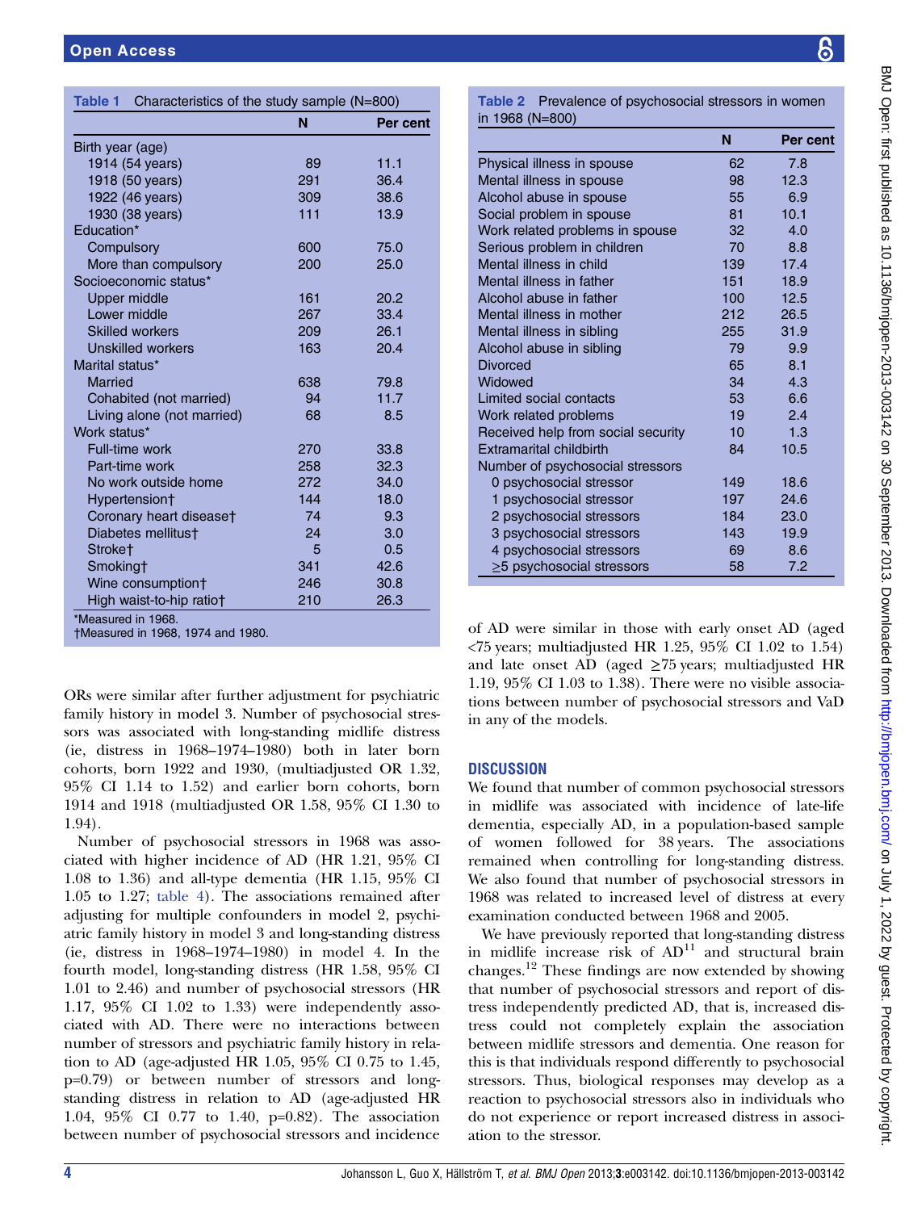**Table 1** Characteristics of the study sample (N=800)

| | N | Per cent |
|---|---|---|
| Birth year (age) | | |
| 1914 (54 years) | 89 | 11.1 |
| 1918 (50 years) | 291 | 36.4 |
| 1922 (46 years) | 309 | 38.6 |
| 1930 (38 years) | 111 | 13.9 |
| Education* | | |
| Compulsory | 600 | 75.0 |
| More than compulsory | 200 | 25.0 |
| Socioeconomic status* | | |
| Upper middle | 161 | 20.2 |
| Lower middle | 267 | 33.4 |
| Skilled workers | 209 | 26.1 |
| Unskilled workers | 163 | 20.4 |
| Marital status* | | |
| Married | 638 | 79.8 |
| Cohabited (not married) | 94 | 11.7 |
| Living alone (not married) | 68 | 8.5 |
| Work status* | | |
| Full-time work | 270 | 33.8 |
| Part-time work | 258 | 32.3 |
| No work outside home | 272 | 34.0 |
| Hypertension† | 144 | 18.0 |
| Coronary heart disease† | 74 | 9.3 |
| Diabetes mellitus† | 24 | 3.0 |
| Stroke† | 5 | 0.5 |
| Smoking† | 341 | 42.6 |
| Wine consumption† | 246 | 30.8 |
| High waist-to-hip ratio† | 210 | 26.3 |

*Measured in 1968.
†Measured in 1968, 1974 and 1980.

**Table 2** Prevalence of psychosocial stressors in women in 1968 (N=800)

| | N | Per cent |
|---|---|---|
| Physical illness in spouse | 62 | 7.8 |
| Mental illness in spouse | 98 | 12.3 |
| Alcohol abuse in spouse | 55 | 6.9 |
| Social problem in spouse | 81 | 10.1 |
| Work related problems in spouse | 32 | 4.0 |
| Serious problem in children | 70 | 8.8 |
| Mental illness in child | 139 | 17.4 |
| Mental illness in father | 151 | 18.9 |
| Alcohol abuse in father | 100 | 12.5 |
| Mental illness in mother | 212 | 26.5 |
| Mental illness in sibling | 255 | 31.9 |
| Alcohol abuse in sibling | 79 | 9.9 |
| Divorced | 65 | 8.1 |
| Widowed | 34 | 4.3 |
| Limited social contacts | 53 | 6.6 |
| Work related problems | 19 | 2.4 |
| Received help from social security | 10 | 1.3 |
| Extramarital childbirth | 84 | 10.5 |
| Number of psychosocial stressors | | |
| 0 psychosocial stressor | 149 | 18.6 |
| 1 psychosocial stressor | 197 | 24.6 |
| 2 psychosocial stressors | 184 | 23.0 |
| 3 psychosocial stressors | 143 | 19.9 |
| 4 psychosocial stressors | 69 | 8.6 |
| ≥5 psychosocial stressors | 58 | 7.2 |

ORs were similar after further adjustment for psychiatric family history in model 3. Number of psychosocial stressors was associated with long-standing midlife distress (ie, distress in 1968–1974–1980) both in later born cohorts, born 1922 and 1930, (multiadjusted OR 1.32, 95% CI 1.14 to 1.52) and earlier born cohorts, born 1914 and 1918 (multiadjusted OR 1.58, 95% CI 1.30 to 1.94).

Number of psychosocial stressors in 1968 was associated with higher incidence of AD (HR 1.21, 95% CI 1.08 to 1.36) and all-type dementia (HR 1.15, 95% CI 1.05 to 1.27; table 4). The associations remained after adjusting for multiple confounders in model 2, psychiatric family history in model 3 and long-standing distress (ie, distress in 1968–1974–1980) in model 4. In the fourth model, long-standing distress (HR 1.58, 95% CI 1.01 to 2.46) and number of psychosocial stressors (HR 1.17, 95% CI 1.02 to 1.33) were independently associated with AD. There were no interactions between number of stressors and psychiatric family history in relation to AD (age-adjusted HR 1.05, 95% CI 0.75 to 1.45, p=0.79) or between number of stressors and long-standing distress in relation to AD (age-adjusted HR 1.04, 95% CI 0.77 to 1.40, p=0.82). The association between number of psychosocial stressors and incidence of AD were similar in those with early onset AD (aged <75 years; multiadjusted HR 1.25, 95% CI 1.02 to 1.54) and late onset AD (aged ≥75 years; multiadjusted HR 1.19, 95% CI 1.03 to 1.38). There were no visible associations between number of psychosocial stressors and VaD in any of the models.

## DISCUSSION

We found that number of common psychosocial stressors in midlife was associated with incidence of late-life dementia, especially AD, in a population-based sample of women followed for 38 years. The associations remained when controlling for long-standing distress. We also found that number of psychosocial stressors in 1968 was related to increased level of distress at every examination conducted between 1968 and 2005.

We have previously reported that long-standing distress in midlife increase risk of AD[11] and structural brain changes.[12] These findings are now extended by showing that number of psychosocial stressors and report of distress independently predicted AD, that is, increased distress could not completely explain the association between midlife stressors and dementia. One reason for this is that individuals respond differently to psychosocial stressors. Thus, biological responses may develop as a reaction to psychosocial stressors also in individuals who do not experience or report increased distress in association to the stressor.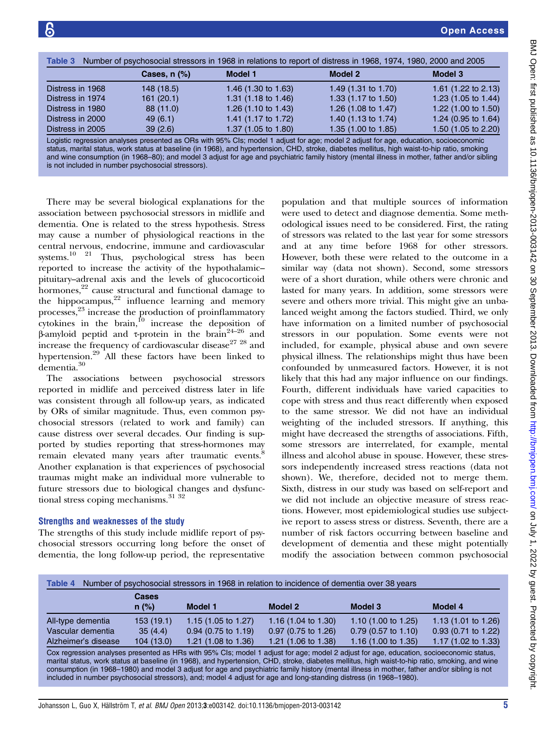**Table 3** Number of psychosocial stressors in 1968 in relations to report of distress in 1968, 1974, 1980, 2000 and 2005

| | Cases, n (%) | Model 1 | Model 2 | Model 3 |
|---|---|---|---|---|
| Distress in 1968 | 148 (18.5) | 1.46 (1.30 to 1.63) | 1.49 (1.31 to 1.70) | 1.61 (1.22 to 2.13) |
| Distress in 1974 | 161 (20.1) | 1.31 (1.18 to 1.46) | 1.33 (1.17 to 1.50) | 1.23 (1.05 to 1.44) |
| Distress in 1980 | 88 (11.0) | 1.26 (1.10 to 1.43) | 1.26 (1.08 to 1.47) | 1.22 (1.00 to 1.50) |
| Distress in 2000 | 49 (6.1) | 1.41 (1.17 to 1.72) | 1.40 (1.13 to 1.74) | 1.24 (0.95 to 1.64) |
| Distress in 2005 | 39 (2.6) | 1.37 (1.05 to 1.80) | 1.35 (1.00 to 1.85) | 1.50 (1.05 to 2.20) |

Logistic regression analyses presented as ORs with 95% CIs; model 1 adjust for age; model 2 adjust for age, education, socioeconomic status, marital status, work status at baseline (in 1968), and hypertension, CHD, stroke, diabetes mellitus, high waist-to-hip ratio, smoking and wine consumption (in 1968–80); and model 3 adjust for age and psychiatric family history (mental illness in mother, father and/or sibling is not included in number psychosocial stressors).

There may be several biological explanations for the association between psychosocial stressors in midlife and dementia. One is related to the stress hypothesis. Stress may cause a number of physiological reactions in the central nervous, endocrine, immune and cardiovascular systems.[10 21] Thus, psychological stress has been reported to increase the activity of the hypothalamic–pituitary–adrenal axis and the levels of glucocorticoid hormones,[22] cause structural and functional damage to the hippocampus,[22] influence learning and memory processes,[23] increase the production of proinflammatory cytokines in the brain,[10] increase the deposition of β-amyloid peptid and τ-protein in the brain[24–26] and increase the frequency of cardiovascular disease[27 28] and hypertension.[29] All these factors have been linked to dementia.[30]

The associations between psychosocial stressors reported in midlife and perceived distress later in life was consistent through all follow-up years, as indicated by ORs of similar magnitude. Thus, even common psychosocial stressors (related to work and family) can cause distress over several decades. Our finding is supported by studies reporting that stress-hormones may remain elevated many years after traumatic events.[8] Another explanation is that experiences of psychosocial traumas might make an individual more vulnerable to future stressors due to biological changes and dysfunctional stress coping mechanisms.[31 32]

## Strengths and weaknesses of the study

The strengths of this study include midlife report of psychosocial stressors occurring long before the onset of dementia, the long follow-up period, the representative population and that multiple sources of information were used to detect and diagnose dementia. Some methodological issues need to be considered. First, the rating of stressors was related to the last year for some stressors and at any time before 1968 for other stressors. However, both these were related to the outcome in a similar way (data not shown). Second, some stressors were of a short duration, while others were chronic and lasted for many years. In addition, some stressors were severe and others more trivial. This might give an unbalanced weight among the factors studied. Third, we only have information on a limited number of psychosocial stressors in our population. Some events were not included, for example, physical abuse and own severe physical illness. The relationships might thus have been confounded by unmeasured factors. However, it is not likely that this had any major influence on our findings. Fourth, different individuals have varied capacities to cope with stress and thus react differently when exposed to the same stressor. We did not have an individual weighting of the included stressors. If anything, this might have decreased the strengths of associations. Fifth, some stressors are interrelated, for example, mental illness and alcohol abuse in spouse. However, these stressors independently increased stress reactions (data not shown). We, therefore, decided not to merge them. Sixth, distress in our study was based on self-report and we did not include an objective measure of stress reactions. However, most epidemiological studies use subjective report to assess stress or distress. Seventh, there are a number of risk factors occurring between baseline and development of dementia and these might potentially modify the association between common psychosocial

**Table 4** Number of psychosocial stressors in 1968 in relation to incidence of dementia over 38 years

| | Cases n (%) | Model 1 | Model 2 | Model 3 | Model 4 |
|---|---|---|---|---|---|
| All-type dementia | 153 (19.1) | 1.15 (1.05 to 1.27) | 1.16 (1.04 to 1.30) | 1.10 (1.00 to 1.25) | 1.13 (1.01 to 1.26) |
| Vascular dementia | 35 (4.4) | 0.94 (0.75 to 1.19) | 0.97 (0.75 to 1.26) | 0.79 (0.57 to 1.10) | 0.93 (0.71 to 1.22) |
| Alzheimer's disease | 104 (13.0) | 1.21 (1.08 to 1.36) | 1.21 (1.06 to 1.38) | 1.16 (1.00 to 1.35) | 1.17 (1.02 to 1.33) |

Cox regression analyses presented as HRs with 95% CIs; model 1 adjust for age; model 2 adjust for age, education, socioeconomic status, marital status, work status at baseline (in 1968), and hypertension, CHD, stroke, diabetes mellitus, high waist-to-hip ratio, smoking, and wine consumption (in 1968–1980) and model 3 adjust for age and psychiatric family history (mental illness in mother, father and/or sibling is not included in number psychosocial stressors), and; model 4 adjust for age and long-standing distress (in 1968–1980).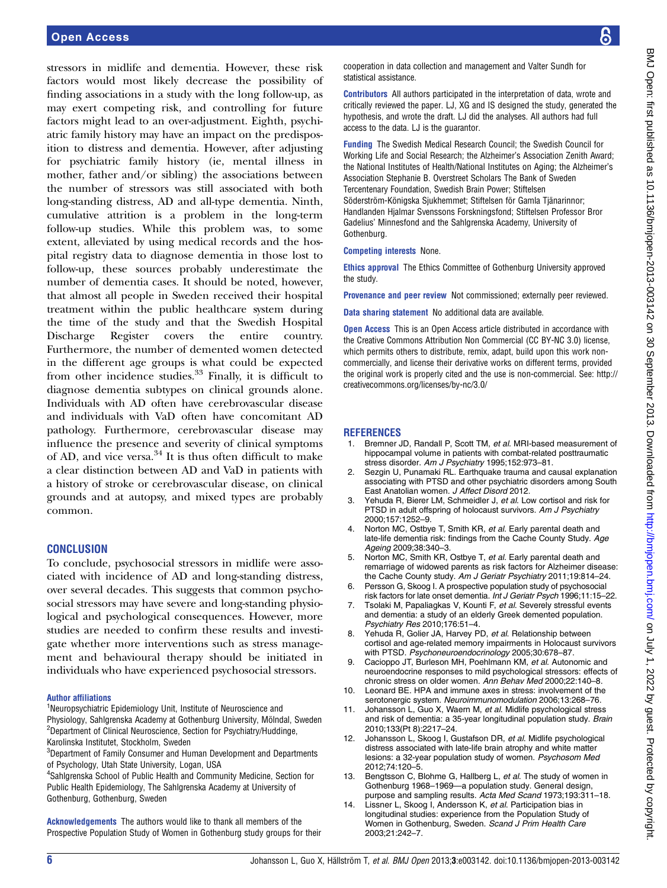stressors in midlife and dementia. However, these risk factors would most likely decrease the possibility of finding associations in a study with the long follow-up, as may exert competing risk, and controlling for future factors might lead to an over-adjustment. Eighth, psychiatric family history may have an impact on the predisposition to distress and dementia. However, after adjusting for psychiatric family history (ie, mental illness in mother, father and/or sibling) the associations between the number of stressors was still associated with both long-standing distress, AD and all-type dementia. Ninth, cumulative attrition is a problem in the long-term follow-up studies. While this problem was, to some extent, alleviated by using medical records and the hospital registry data to diagnose dementia in those lost to follow-up, these sources probably underestimate the number of dementia cases. It should be noted, however, that almost all people in Sweden received their hospital treatment within the public healthcare system during the time of the study and that the Swedish Hospital Discharge Register covers the entire country. Furthermore, the number of demented women detected in the different age groups is what could be expected from other incidence studies.[33] Finally, it is difficult to diagnose dementia subtypes on clinical grounds alone. Individuals with AD often have cerebrovascular disease and individuals with VaD often have concomitant AD pathology. Furthermore, cerebrovascular disease may influence the presence and severity of clinical symptoms of AD, and vice versa.[34] It is thus often difficult to make a clear distinction between AD and VaD in patients with a history of stroke or cerebrovascular disease, on clinical grounds and at autopsy, and mixed types are probably common.

## CONCLUSION

To conclude, psychosocial stressors in midlife were associated with incidence of AD and long-standing distress, over several decades. This suggests that common psychosocial stressors may have severe and long-standing physiological and psychological consequences. However, more studies are needed to confirm these results and investigate whether more interventions such as stress management and behavioural therapy should be initiated in individuals who have experienced psychosocial stressors.

**Author affiliations**

[1]Neuropsychiatric Epidemiology Unit, Institute of Neuroscience and Physiology, Sahlgrenska Academy at Gothenburg University, Mölndal, Sweden
[2]Department of Clinical Neuroscience, Section for Psychiatry/Huddinge, Karolinska Institutet, Stockholm, Sweden
[3]Department of Family Consumer and Human Development and Departments of Psychology, Utah State University, Logan, USA
[4]Sahlgrenska School of Public Health and Community Medicine, Section for Public Health Epidemiology, The Sahlgrenska Academy at University of Gothenburg, Gothenburg, Sweden

**Acknowledgements** The authors would like to thank all members of the Prospective Population Study of Women in Gothenburg study groups for their cooperation in data collection and management and Valter Sundh for statistical assistance.

**Contributors** All authors participated in the interpretation of data, wrote and critically reviewed the paper. LJ, XG and IS designed the study, generated the hypothesis, and wrote the draft. LJ did the analyses. All authors had full access to the data. LJ is the guarantor.

**Funding** The Swedish Medical Research Council; the Swedish Council for Working Life and Social Research; the Alzheimer's Association Zenith Award; the National Institutes of Health/National Institutes on Aging; the Alzheimer's Association Stephanie B. Overstreet Scholars The Bank of Sweden Tercentenary Foundation, Swedish Brain Power; Stiftelsen Söderström-Königska Sjukhemmet; Stiftelsen för Gamla Tjänarinnor; Handlanden Hjalmar Svenssons Forskningsfond; Stiftelsen Professor Bror Gadelius' Minnesfond and the Sahlgrenska Academy, University of Gothenburg.

**Competing interests** None.

**Ethics approval** The Ethics Committee of Gothenburg University approved the study.

**Provenance and peer review** Not commissioned; externally peer reviewed.

**Data sharing statement** No additional data are available.

**Open Access** This is an Open Access article distributed in accordance with the Creative Commons Attribution Non Commercial (CC BY-NC 3.0) license, which permits others to distribute, remix, adapt, build upon this work non-commercially, and license their derivative works on different terms, provided the original work is properly cited and the use is non-commercial. See: http://creativecommons.org/licenses/by-nc/3.0/

## REFERENCES

1. Bremner JD, Randall P, Scott TM, *et al*. MRI-based measurement of hippocampal volume in patients with combat-related posttraumatic stress disorder. *Am J Psychiatry* 1995;152:973–81.
2. Sezgin U, Punamaki RL. Earthquake trauma and causal explanation associating with PTSD and other psychiatric disorders among South East Anatolian women. *J Affect Disord* 2012.
3. Yehuda R, Bierer LM, Schmeidler J, *et al*. Low cortisol and risk for PTSD in adult offspring of holocaust survivors. *Am J Psychiatry* 2000;157:1252–9.
4. Norton MC, Ostbye T, Smith KR, *et al*. Early parental death and late-life dementia risk: findings from the Cache County Study. *Age Ageing* 2009;38:340–3.
5. Norton MC, Smith KR, Ostbye T, *et al*. Early parental death and remarriage of widowed parents as risk factors for Alzheimer disease: the Cache County study. *Am J Geriatr Psychiatry* 2011;19:814–24.
6. Persson G, Skoog I. A prospective population study of psychosocial risk factors for late onset dementia. *Int J Geriatr Psych* 1996;11:15–22.
7. Tsolaki M, Papaliagkas V, Kounti F, *et al*. Severely stressful events and dementia: a study of an elderly Greek demented population. *Psychiatry Res* 2010;176:51–4.
8. Yehuda R, Golier JA, Harvey PD, *et al*. Relationship between cortisol and age-related memory impairments in Holocaust survivors with PTSD. *Psychoneuroendocrinology* 2005;30:678–87.
9. Cacioppo JT, Burleson MH, Poehlmann KM, *et al*. Autonomic and neuroendocrine responses to mild psychological stressors: effects of chronic stress on older women. *Ann Behav Med* 2000;22:140–8.
10. Leonard BE. HPA and immune axes in stress: involvement of the serotonergic system. *Neuroimmunomodulation* 2006;13:268–76.
11. Johansson L, Guo X, Waern M, *et al*. Midlife psychological stress and risk of dementia: a 35-year longitudinal population study. *Brain* 2010;133(Pt 8):2217–24.
12. Johansson L, Skoog I, Gustafson DR, *et al*. Midlife psychological distress associated with late-life brain atrophy and white matter lesions: a 32-year population study of women. *Psychosom Med* 2012;74:120–5.
13. Bengtsson C, Blohme G, Hallberg L, *et al*. The study of women in Gothenburg 1968–1969—a population study. General design, purpose and sampling results. *Acta Med Scand* 1973;193:311–18.
14. Lissner L, Skoog I, Andersson K, *et al*. Participation bias in longitudinal studies: experience from the Population Study of Women in Gothenburg, Sweden. *Scand J Prim Health Care* 2003;21:242–7.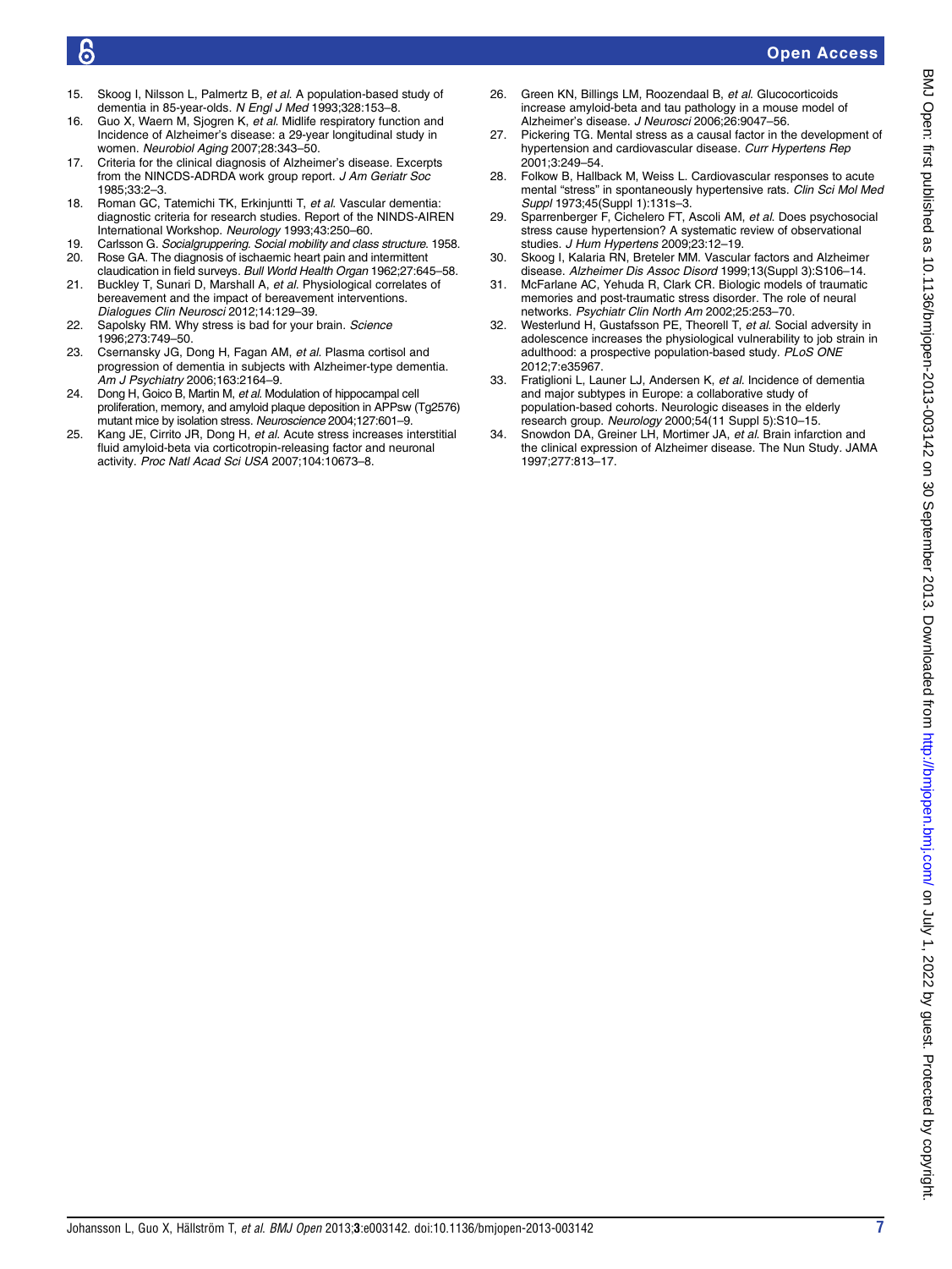15. Skoog I, Nilsson L, Palmertz B, *et al*. A population-based study of dementia in 85-year-olds. *N Engl J Med* 1993;328:153–8.
16. Guo X, Waern M, Sjogren K, *et al*. Midlife respiratory function and Incidence of Alzheimer's disease: a 29-year longitudinal study in women. *Neurobiol Aging* 2007;28:343–50.
17. Criteria for the clinical diagnosis of Alzheimer's disease. Excerpts from the NINCDS-ADRDA work group report. *J Am Geriatr Soc* 1985;33:2–3.
18. Roman GC, Tatemichi TK, Erkinjuntti T, *et al*. Vascular dementia: diagnostic criteria for research studies. Report of the NINDS-AIREN International Workshop. *Neurology* 1993;43:250–60.
19. Carlsson G. *Socialgruppering. Social mobility and class structure*. 1958.
20. Rose GA. The diagnosis of ischaemic heart pain and intermittent claudication in field surveys. *Bull World Health Organ* 1962;27:645–58.
21. Buckley T, Sunari D, Marshall A, *et al*. Physiological correlates of bereavement and the impact of bereavement interventions. *Dialogues Clin Neurosci* 2012;14:129–39.
22. Sapolsky RM. Why stress is bad for your brain. *Science* 1996;273:749–50.
23. Csernansky JG, Dong H, Fagan AM, *et al*. Plasma cortisol and progression of dementia in subjects with Alzheimer-type dementia. *Am J Psychiatry* 2006;163:2164–9.
24. Dong H, Goico B, Martin M, *et al*. Modulation of hippocampal cell proliferation, memory, and amyloid plaque deposition in APPsw (Tg2576) mutant mice by isolation stress. *Neuroscience* 2004;127:601–9.
25. Kang JE, Cirrito JR, Dong H, *et al*. Acute stress increases interstitial fluid amyloid-beta via corticotropin-releasing factor and neuronal activity. *Proc Natl Acad Sci USA* 2007;104:10673–8.
26. Green KN, Billings LM, Roozendaal B, *et al*. Glucocorticoids increase amyloid-beta and tau pathology in a mouse model of Alzheimer's disease. *J Neurosci* 2006;26:9047–56.
27. Pickering TG. Mental stress as a causal factor in the development of hypertension and cardiovascular disease. *Curr Hypertens Rep* 2001;3:249–54.
28. Folkow B, Hallback M, Weiss L. Cardiovascular responses to acute mental "stress" in spontaneously hypertensive rats. *Clin Sci Mol Med Suppl* 1973;45(Suppl 1):131s–3.
29. Sparrenberger F, Cichelero FT, Ascoli AM, *et al*. Does psychosocial stress cause hypertension? A systematic review of observational studies. *J Hum Hypertens* 2009;23:12–19.
30. Skoog I, Kalaria RN, Breteler MM. Vascular factors and Alzheimer disease. *Alzheimer Dis Assoc Disord* 1999;13(Suppl 3):S106–14.
31. McFarlane AC, Yehuda R, Clark CR. Biologic models of traumatic memories and post-traumatic stress disorder. The role of neural networks. *Psychiatr Clin North Am* 2002;25:253–70.
32. Westerlund H, Gustafsson PE, Theorell T, *et al*. Social adversity in adolescence increases the physiological vulnerability to job strain in adulthood: a prospective population-based study. *PLoS ONE* 2012;7:e35967.
33. Fratiglioni L, Launer LJ, Andersen K, *et al*. Incidence of dementia and major subtypes in Europe: a collaborative study of population-based cohorts. Neurologic diseases in the elderly research group. *Neurology* 2000;54(11 Suppl 5):S10–15.
34. Snowdon DA, Greiner LH, Mortimer JA, *et al*. Brain infarction and the clinical expression of Alzheimer disease. The Nun Study. JAMA 1997;277:813–17.